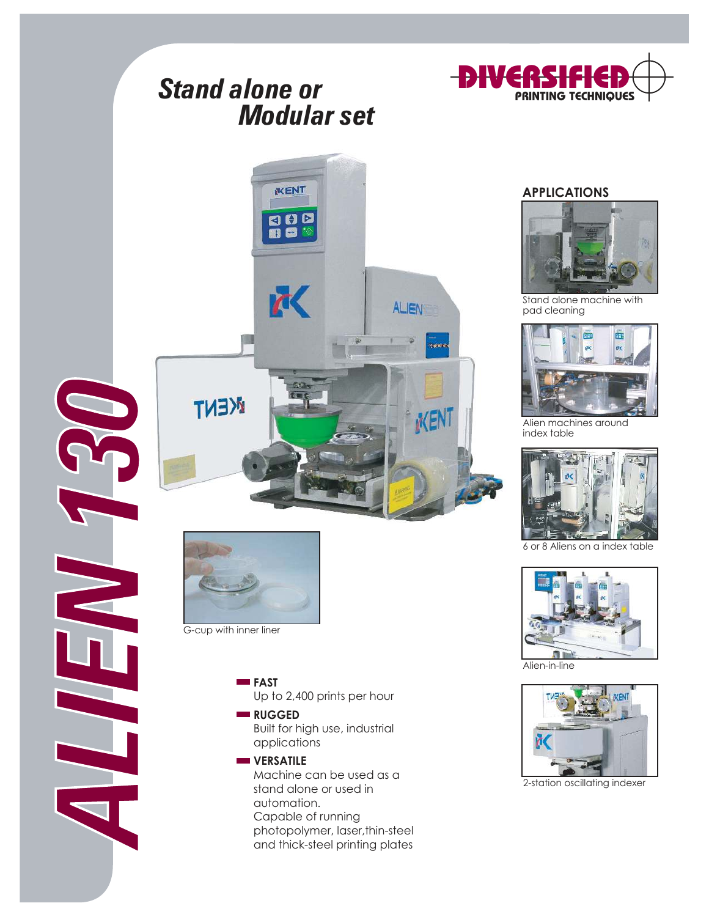# ALIEN 130

DIVERSIFIED PRINTING TECHNIQUES

## *Stand alone or Modular set*

G-cup with inner liner

- **FAST**
  Up to 2,400 prints per hour
- **RUGGED**
  Built for high use, industrial applications
- **VERSATILE**
  Machine can be used as a stand alone or used in automation.
  Capable of running photopolymer, laser,thin-steel and thick-steel printing plates

## APPLICATIONS

Stand alone machine with pad cleaning

Alien machines around index table

6 or 8 Aliens on a index table

Alien-in-line

2-station oscillating indexer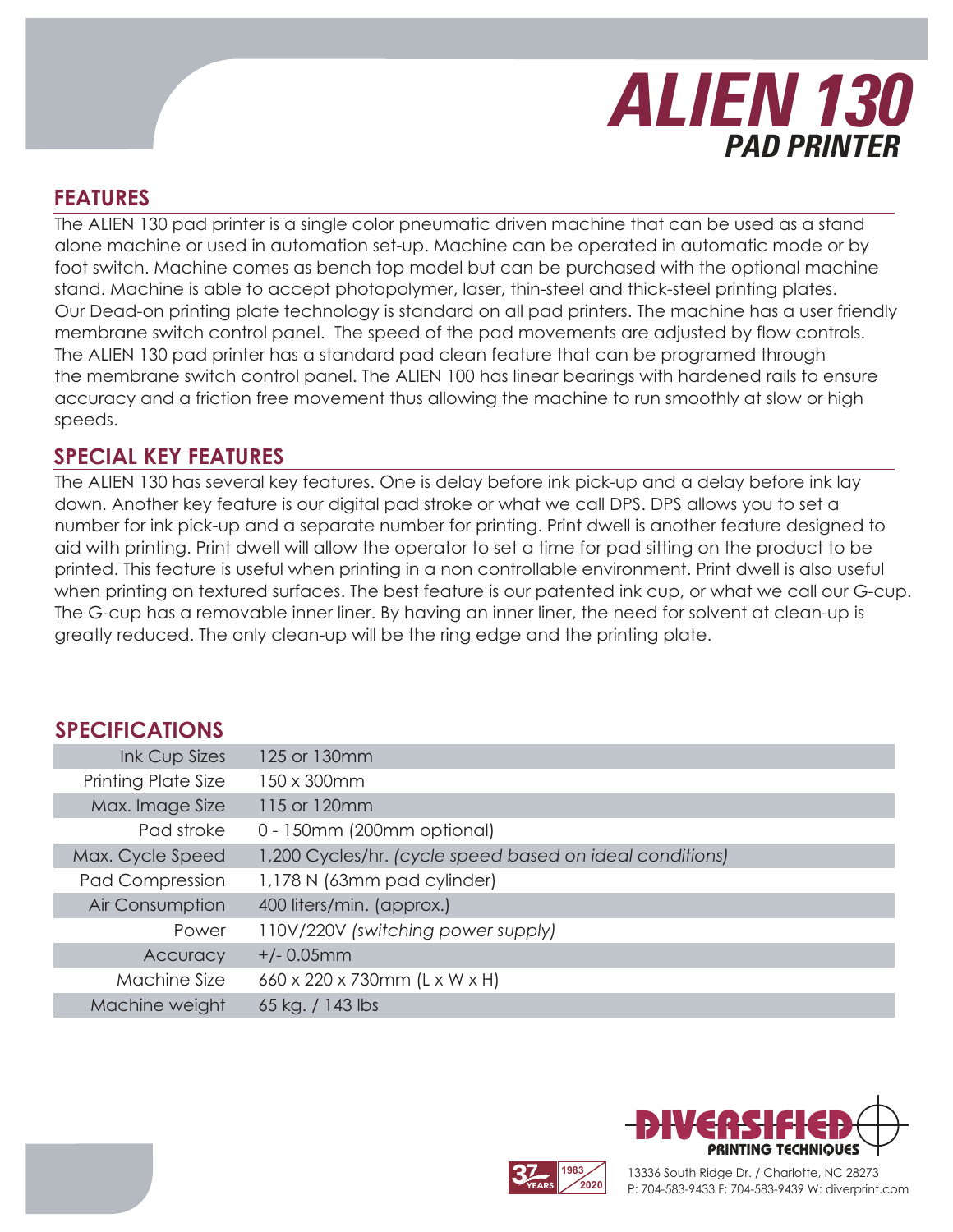# ALIEN 130

## PAD PRINTER

## FEATURES

The ALIEN 130 pad printer is a single color pneumatic driven machine that can be used as a stand alone machine or used in automation set-up. Machine can be operated in automatic mode or by foot switch. Machine comes as bench top model but can be purchased with the optional machine stand. Machine is able to accept photopolymer, laser, thin-steel and thick-steel printing plates. Our Dead-on printing plate technology is standard on all pad printers. The machine has a user friendly membrane switch control panel. The speed of the pad movements are adjusted by flow controls. The ALIEN 130 pad printer has a standard pad clean feature that can be programed through the membrane switch control panel. The ALIEN 100 has linear bearings with hardened rails to ensure accuracy and a friction free movement thus allowing the machine to run smoothly at slow or high speeds.

## SPECIAL KEY FEATURES

The ALIEN 130 has several key features. One is delay before ink pick-up and a delay before ink lay down. Another key feature is our digital pad stroke or what we call DPS. DPS allows you to set a number for ink pick-up and a separate number for printing. Print dwell is another feature designed to aid with printing. Print dwell will allow the operator to set a time for pad sitting on the product to be printed. This feature is useful when printing in a non controllable environment. Print dwell is also useful when printing on textured surfaces. The best feature is our patented ink cup, or what we call our G-cup. The G-cup has a removable inner liner. By having an inner liner, the need for solvent at clean-up is greatly reduced. The only clean-up will be the ring edge and the printing plate.

## SPECIFICATIONS

| | |
|---|---|
| Ink Cup Sizes | 125 or 130mm |
| Printing Plate Size | 150 x 300mm |
| Max. Image Size | 115 or 120mm |
| Pad stroke | 0 - 150mm (200mm optional) |
| Max. Cycle Speed | 1,200 Cycles/hr. *(cycle speed based on ideal conditions)* |
| Pad Compression | 1,178 N (63mm pad cylinder) |
| Air Consumption | 400 liters/min. (approx.) |
| Power | 110V/220V *(switching power supply)* |
| Accuracy | +/- 0.05mm |
| Machine Size | 660 x 220 x 730mm (L x W x H) |
| Machine weight | 65 kg. / 143 lbs |

DIVERSIFIED PRINTING TECHNIQUES

37 YEARS 1983 2020

13336 South Ridge Dr. / Charlotte, NC 28273
P: 704-583-9433 F: 704-583-9439 W: diverprint.com